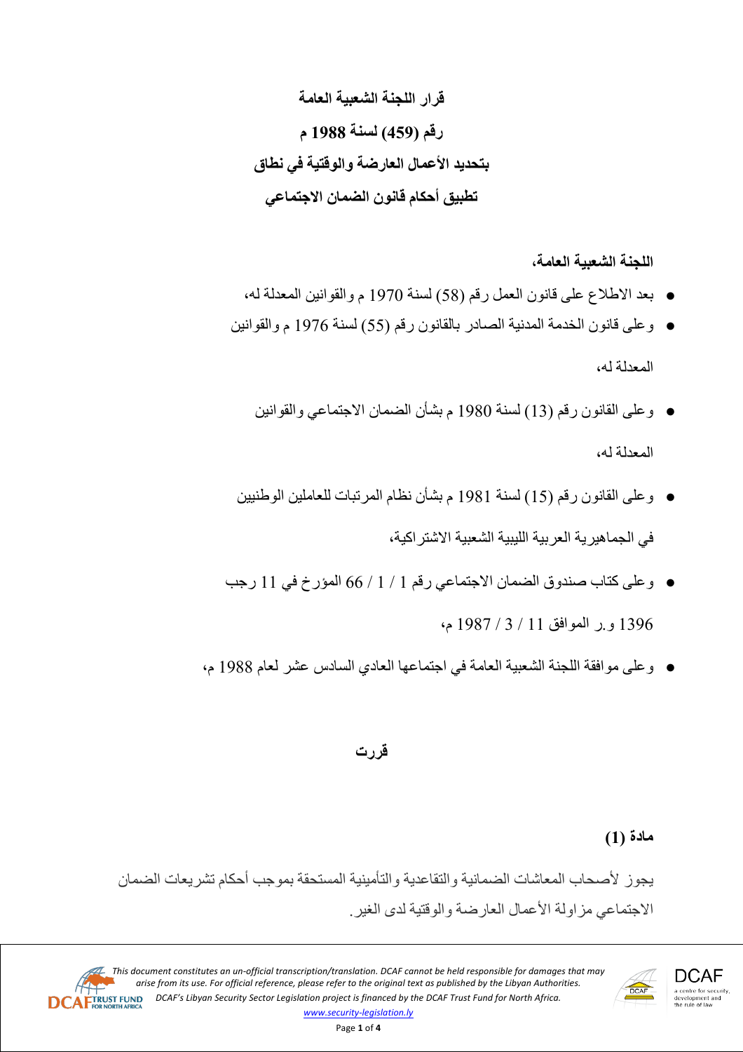# قرار اللجنة الشعبية العامة

## رقم (459) لسنة 1988 م

## بتحديد الأعمال العارضة والوقتية في نطاق تطبيق أحكام قانون الضمان الاجتماعي

**اللجنة الشعبية العامة،**

- بعد الاطلاع على قانون العمل رقم (58) لسنة 1970 م والقوانين المعدلة له،
- وعلى قانون الخدمة المدنية الصادر بالقانون رقم (55) لسنة 1976 م والقوانين المعدلة له،
- وعلى القانون رقم (13) لسنة 1980 م بشأن الضمان الاجتماعي والقوانين المعدلة له،
- وعلى القانون رقم (15) لسنة 1981 م بشأن نظام المرتبات للعاملين الوطنيين في الجماهيرية العربية الليبية الشعبية الاشتراكية،
- وعلى كتاب صندوق الضمان الاجتماعي رقم 1 / 1 / 66 المؤرخ في 11 رجب 1396 و.ر الموافق 11 / 3 / 1987 م،
- وعلى موافقة اللجنة الشعبية العامة في اجتماعها العادي السادس عشر لعام 1988 م،

**قررت**

**مادة (1)**

يجوز لأصحاب المعاشات الضمانية والتقاعدية والتأمينية المستحقة بموجب أحكام تشريعات الضمان الاجتماعي مزاولة الأعمال العارضة والوقتية لدى الغير.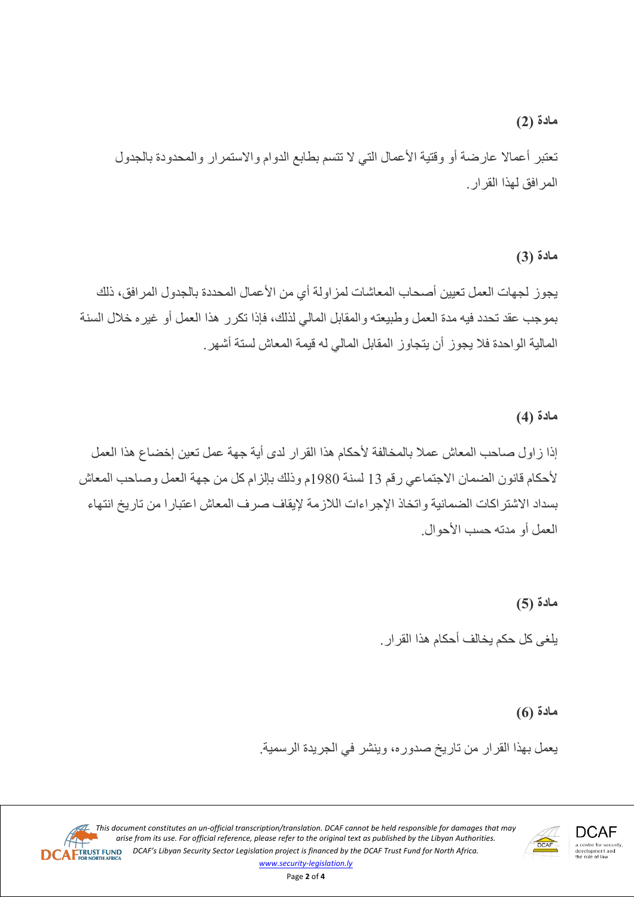**مادة (2)**

تعتبر أعمالا عارضة أو وقتية الأعمال التي لا تتسم بطابع الدوام والاستمرار والمحدودة بالجدول المرافق لهذا القرار.

**مادة (3)**

يجوز لجهات العمل تعيين أصحاب المعاشات لمزاولة أي من الأعمال المحددة بالجدول المرافق، ذلك بموجب عقد تحدد فيه مدة العمل وطبيعته والمقابل المالي لذلك، فإذا تكرر هذا العمل أو غيره خلال السنة المالية الواحدة فلا يجوز أن يتجاوز المقابل المالي له قيمة المعاش لستة أشهر.

**مادة (4)**

إذا زاول صاحب المعاش عملا بالمخالفة لأحكام هذا القرار لدى أية جهة عمل تعين إخضاع هذا العمل لأحكام قانون الضمان الاجتماعي رقم 13 لسنة 1980م وذلك بإلزام كل من جهة العمل وصاحب المعاش بسداد الاشتراكات الضمانية واتخاذ الإجراءات اللازمة لإيقاف صرف المعاش اعتبارا من تاريخ انتهاء العمل أو مدته حسب الأحوال.

**مادة (5)**

يلغى كل حكم يخالف أحكام هذا القرار.

**مادة (6)**

يعمل بهذا القرار من تاريخ صدوره، وينشر في الجريدة الرسمية.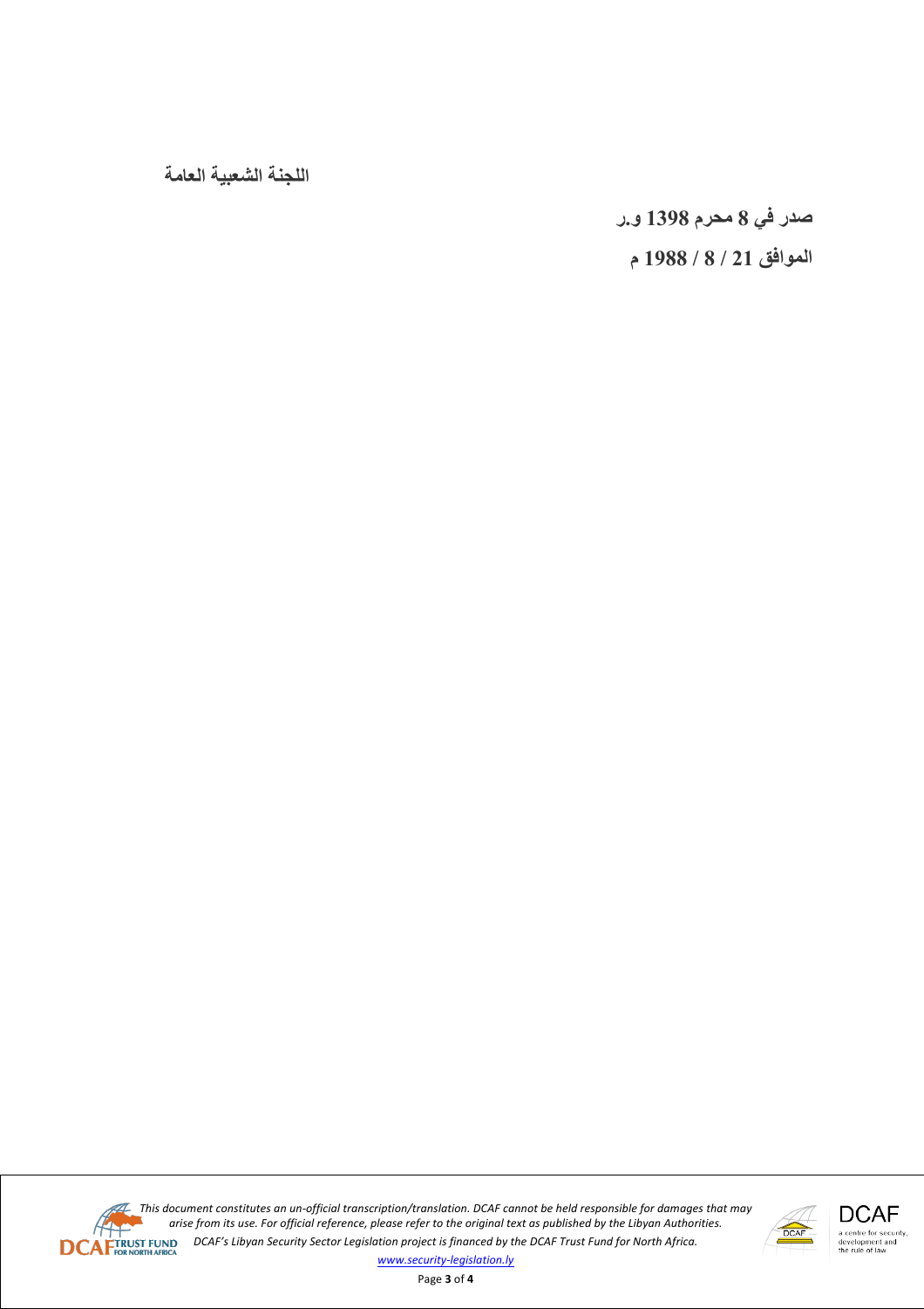**اللجنة الشعبية العامة**

**صدر في 8 محرم 1398 و.ر**

**الموافق 21 / 8 / 1988 م**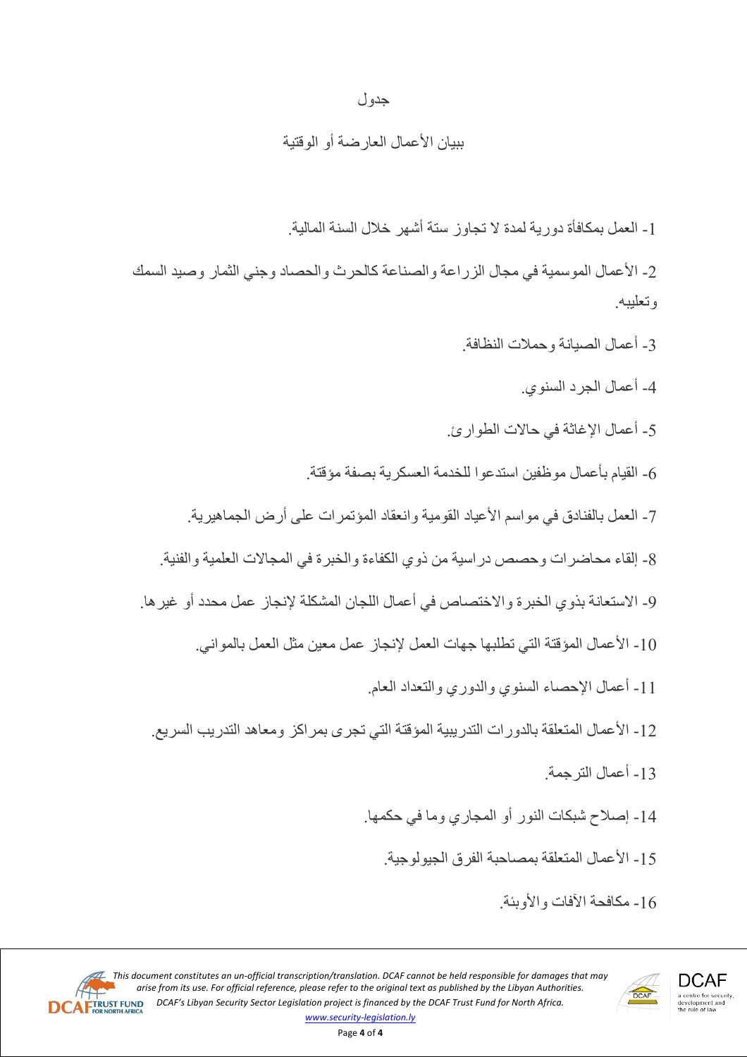جدول

ببيان الأعمال العارضة أو الوقتية

1- العمل بمكافأة دورية لمدة لا تجاوز ستة أشهر خلال السنة المالية.

2- الأعمال الموسمية في مجال الزراعة والصناعة كالحرث والحصاد وجني الثمار وصيد السمك وتعليبه.

3- أعمال الصيانة وحملات النظافة.

4- أعمال الجرد السنوي.

5- أعمال الإغاثة في حالات الطوارئ.

6- القيام بأعمال موظفين استدعوا للخدمة العسكرية بصفة مؤقتة.

7- العمل بالفنادق في مواسم الأعياد القومية وانعقاد المؤتمرات على أرض الجماهيرية.

8- إلقاء محاضرات وحصص دراسية من ذوي الكفاءة والخبرة في المجالات العلمية والفنية.

9- الاستعانة بذوي الخبرة والاختصاص في أعمال اللجان المشكلة لإنجاز عمل محدد أو غيرها.

10- الأعمال المؤقتة التي تطلبها جهات العمل لإنجاز عمل معين مثل العمل بالمواني.

11- أعمال الإحصاء السنوي والدوري والتعداد العام.

12- الأعمال المتعلقة بالدورات التدريبية المؤقتة التي تجرى بمراكز ومعاهد التدريب السريع.

13- أعمال الترجمة.

14- إصلاح شبكات النور أو المجاري وما في حكمها.

15- الأعمال المتعلقة بمصاحبة الفرق الجيولوجية.

16- مكافحة الآفات والأوبئة.